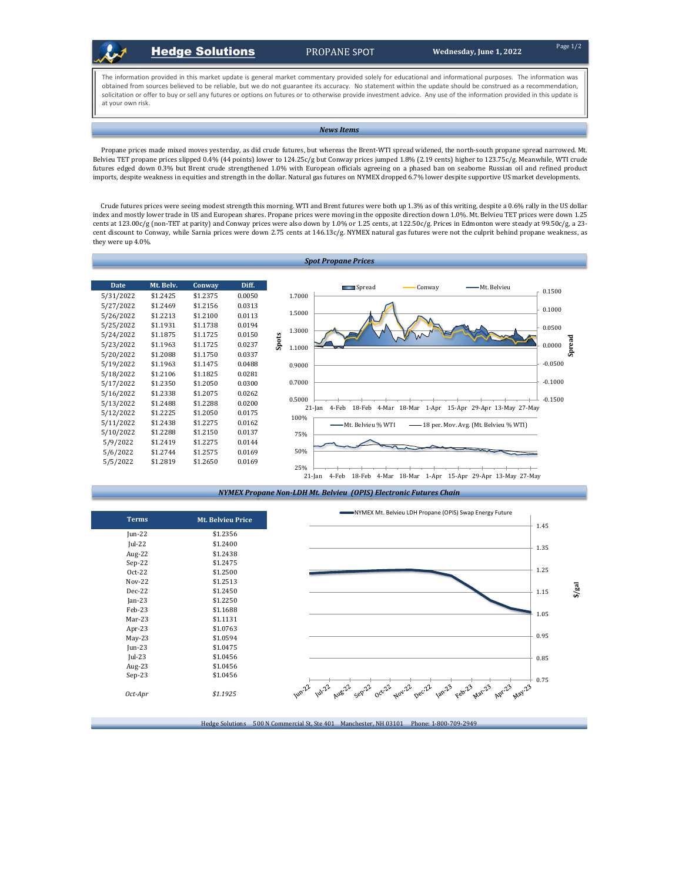# Hedge Solutions — PROPANE SPOT

**Wednesday, June 1, 2022**

The information provided in this market update is general market commentary provided solely for educational and informational purposes. The information was obtained from sources believed to be reliable, but we do not guarantee its accuracy. No statement within the update should be construed as a recommendation, solicitation or offer to buy or sell any futures or options on futures or to otherwise provide investment advice. Any use of the information provided in this update is at your own risk.

## *News Items*

Propane prices made mixed moves yesterday, as did crude futures, but whereas the Brent-WTI spread widened, the north-south propane spread narrowed. Mt. Belvieu TET propane prices slipped 0.4% (44 points) lower to 124.25c/g but Conway prices jumped 1.8% (2.19 cents) higher to 123.75c/g. Meanwhile, WTI crude futures edged down 0.3% but Brent crude strengthened 1.0% with European officials agreeing on a phased ban on seaborne Russian oil and refined product imports, despite weakness in equities and strength in the dollar. Natural gas futures on NYMEX dropped 6.7% lower despite supportive US market developments.

Crude futures prices were seeing modest strength this morning. WTI and Brent futures were both up 1.3% as of this writing, despite a 0.6% rally in the US dollar index and mostly lower trade in US and European shares. Propane prices were moving in the opposite direction down 1.0%. Mt. Belvieu TET prices were down 1.25 cents at 123.00c/g (non-TET at parity) and Conway prices were also down by 1.0% or 1.25 cents, at 122.50c/g. Prices in Edmonton were steady at 99.50c/g, a 23-cent discount to Conway, while Sarnia prices were down 2.75 cents at 146.13c/g. NYMEX natural gas futures were not the culprit behind propane weakness, as they were up 4.0%.

## *Spot Propane Prices*

| Date | Mt. Belv. | Conway | Diff. |
|---|---|---|---|
| 5/31/2022 | $1.2425 | $1.2375 | 0.0050 |
| 5/27/2022 | $1.2469 | $1.2156 | 0.0313 |
| 5/26/2022 | $1.2213 | $1.2100 | 0.0113 |
| 5/25/2022 | $1.1931 | $1.1738 | 0.0194 |
| 5/24/2022 | $1.1875 | $1.1725 | 0.0150 |
| 5/23/2022 | $1.1963 | $1.1725 | 0.0237 |
| 5/20/2022 | $1.2088 | $1.1750 | 0.0337 |
| 5/19/2022 | $1.1963 | $1.1475 | 0.0488 |
| 5/18/2022 | $1.2106 | $1.1825 | 0.0281 |
| 5/17/2022 | $1.2350 | $1.2050 | 0.0300 |
| 5/16/2022 | $1.2338 | $1.2075 | 0.0262 |
| 5/13/2022 | $1.2488 | $1.2288 | 0.0200 |
| 5/12/2022 | $1.2225 | $1.2050 | 0.0175 |
| 5/11/2022 | $1.2438 | $1.2275 | 0.0162 |
| 5/10/2022 | $1.2288 | $1.2150 | 0.0137 |
| 5/9/2022 | $1.2419 | $1.2275 | 0.0144 |
| 5/6/2022 | $1.2744 | $1.2575 | 0.0169 |
| 5/5/2022 | $1.2819 | $1.2650 | 0.0169 |

## *NYMEX Propane Non-LDH Mt. Belvieu (OPIS) Electronic Futures Chain*

| Terms | Mt. Belvieu Price |
|---|---|
| Jun-22 | $1.2356 |
| Jul-22 | $1.2400 |
| Aug-22 | $1.2438 |
| Sep-22 | $1.2475 |
| Oct-22 | $1.2500 |
| Nov-22 | $1.2513 |
| Dec-22 | $1.2450 |
| Jan-23 | $1.2250 |
| Feb-23 | $1.1688 |
| Mar-23 | $1.1131 |
| Apr-23 | $1.0763 |
| May-23 | $1.0594 |
| Jun-23 | $1.0475 |
| Jul-23 | $1.0456 |
| Aug-23 | $1.0456 |
| Sep-23 | $1.0456 |
| *Oct-Apr* | *$1.1925* |

Hedge Solutions 500 N Commercial St, Ste 401 Manchester, NH 03101 Phone: 1-800-709-2949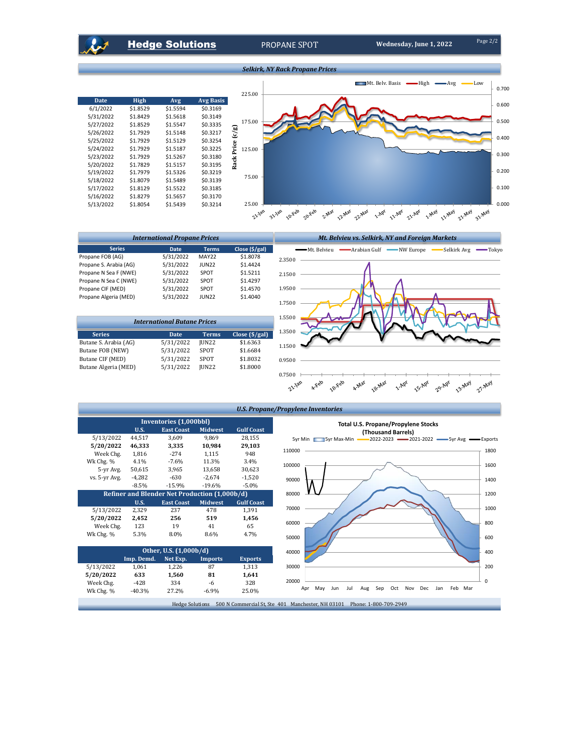# Hedge Solutions — PROPANE SPOT — Wednesday, June 1, 2022

## Selkirk, NY Rack Propane Prices

| Date | High | Avg | Avg Basis |
|---|---|---|---|
| 6/1/2022 | $1.8529 | $1.5594 | $0.3169 |
| 5/31/2022 | $1.8429 | $1.5618 | $0.3149 |
| 5/27/2022 | $1.8529 | $1.5547 | $0.3335 |
| 5/26/2022 | $1.7929 | $1.5148 | $0.3217 |
| 5/25/2022 | $1.7929 | $1.5129 | $0.3254 |
| 5/24/2022 | $1.7929 | $1.5187 | $0.3225 |
| 5/23/2022 | $1.7929 | $1.5267 | $0.3180 |
| 5/20/2022 | $1.7829 | $1.5157 | $0.3195 |
| 5/19/2022 | $1.7979 | $1.5326 | $0.3219 |
| 5/18/2022 | $1.8079 | $1.5489 | $0.3139 |
| 5/17/2022 | $1.8129 | $1.5522 | $0.3185 |
| 5/16/2022 | $1.8279 | $1.5657 | $0.3170 |
| 5/13/2022 | $1.8054 | $1.5439 | $0.3214 |

Mt. Belv. Basis — High — Avg — Low

Rack Price (c/g)

225.00 175.00 125.00 75.00 25.00

0.700 0.600 0.500 0.400 0.300 0.200 0.100 0.000

21-Jan 31-Jan 10-Feb 20-Feb 2-Mar 12-Mar 22-Mar 1-Apr 11-Apr 21-Apr 1-May 11-May 21-May 31-May

## International Propane Prices

| Series | Date | Terms | Close ($/gal) |
|---|---|---|---|
| Propane FOB (AG) | 5/31/2022 | MAY22 | $1.8078 |
| Propane S. Arabia (AG) | 5/31/2022 | JUN22 | $1.4424 |
| Propane N Sea F (NWE) | 5/31/2022 | SPOT | $1.5211 |
| Propane N Sea C (NWE) | 5/31/2022 | SPOT | $1.4297 |
| Propane CIF (MED) | 5/31/2022 | SPOT | $1.4570 |
| Propane Algeria (MED) | 5/31/2022 | JUN22 | $1.4040 |

## International Butane Prices

| Series | Date | Terms | Close ($/gal) |
|---|---|---|---|
| Butane S. Arabia (AG) | 5/31/2022 | JUN22 | $1.6363 |
| Butane FOB (NEW) | 5/31/2022 | SPOT | $1.6684 |
| Butane CIF (MED) | 5/31/2022 | SPOT | $1.8032 |
| Butane Algeria (MED) | 5/31/2022 | JUN22 | $1.8000 |

## Mt. Belvieu vs. Selkirk, NY and Foreign Markets

Mt. Belvieu — Arabian Gulf — NW Europe — Selkirk Avg — Tokyo

2.3500 2.1500 1.9500 1.7500 1.5500 1.3500 1.1500 0.9500 0.7500

21-Jan 4-Feb 18-Feb 4-Mar 18-Mar 1-Apr 15-Apr 29-Apr 13-May 27-May

## U.S. Propane/Propylene Inventories

| | Inventories (1,000bbl) | | | |
|---|---|---|---|---|
| | U.S. | East Coast | Midwest | Gulf Coast |
| 5/13/2022 | 44,517 | 3,609 | 9,869 | 28,155 |
| **5/20/2022** | **46,333** | **3,335** | **10,984** | **29,103** |
| Week Chg. | 1,816 | -274 | 1,115 | 948 |
| Wk Chg. % | 4.1% | -7.6% | 11.3% | 3.4% |
| 5-yr Avg. | 50,615 | 3,965 | 13,658 | 30,623 |
| vs. 5-yr Avg. | -4,282 | -630 | -2,674 | -1,520 |
| | -8.5% | -15.9% | -19.6% | -5.0% |

| | Refiner and Blender Net Production (1,000b/d) | | | |
|---|---|---|---|---|
| | U.S. | East Coast | Midwest | Gulf Coast |
| 5/13/2022 | 2,329 | 237 | 478 | 1,391 |
| **5/20/2022** | **2,452** | **256** | **519** | **1,456** |
| Week Chg. | 123 | 19 | 41 | 65 |
| Wk Chg. % | 5.3% | 8.0% | 8.6% | 4.7% |

| | Other, U.S. (1,000b/d) | | | |
|---|---|---|---|---|
| | Imp. Demd. | Net Exp. | Imports | Exports |
| 5/13/2022 | 1,061 | 1,226 | 87 | 1,313 |
| **5/20/2022** | **633** | **1,560** | **81** | **1,641** |
| Week Chg. | -428 | 334 | -6 | 328 |
| Wk Chg. % | -40.3% | 27.2% | -6.9% | 25.0% |

**Total U.S. Propane/Propylene Stocks (Thousand Barrels)**

5yr Min — 5yr Max-Min — 2022-2023 — 2021-2022 — 5yr Avg — Exports

110000 100000 90000 80000 70000 60000 50000 40000 30000 20000

1800 1600 1400 1200 1000 800 600 400 200 0

Apr May Jun Jul Aug Sep Oct Nov Dec Jan Feb Mar

Hedge Solutions 500 N Commercial St, Ste 401 Manchester, NH 03101 Phone: 1-800-709-2949